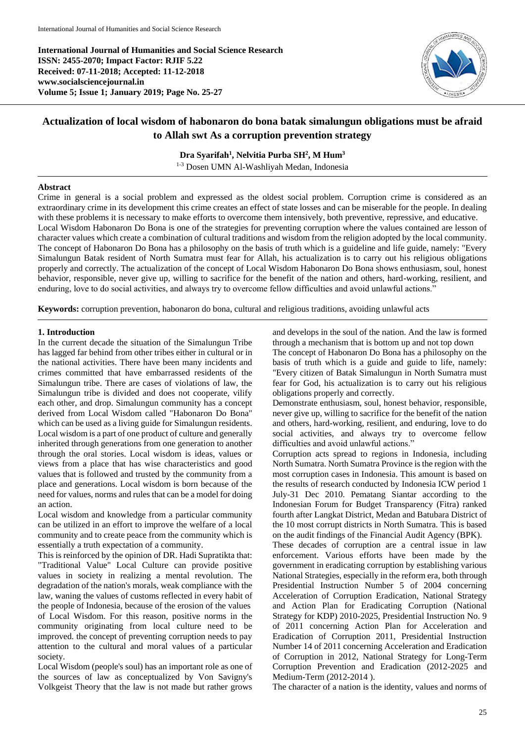International Journal of Humanities and Social Science Research
ISSN: 2455-2070; Impact Factor: RJIF 5.22
Received: 07-11-2018; Accepted: 11-12-2018
www.socialsciencejournal.in
Volume 5; Issue 1; January 2019; Page No. 25-27

# Actualization of local wisdom of habonaron do bona batak simalungun obligations must be afraid to Allah swt As a corruption prevention strategy

**Dra Syarifah[1], Nelvitia Purba SH[2], M Hum[3]**

[1-3] Dosen UMN Al-Washliyah Medan, Indonesia

## Abstract

Crime in general is a social problem and expressed as the oldest social problem. Corruption crime is considered as an extraordinary crime in its development this crime creates an effect of state losses and can be miserable for the people. In dealing with these problems it is necessary to make efforts to overcome them intensively, both preventive, repressive, and educative.

Local Wisdom Habonaron Do Bona is one of the strategies for preventing corruption where the values contained are lesson of character values which create a combination of cultural traditions and wisdom from the religion adopted by the local community. The concept of Habonaron Do Bona has a philosophy on the basis of truth which is a guideline and life guide, namely: "Every Simalungun Batak resident of North Sumatra must fear for Allah, his actualization is to carry out his religious obligations properly and correctly. The actualization of the concept of Local Wisdom Habonaron Do Bona shows enthusiasm, soul, honest behavior, responsible, never give up, willing to sacrifice for the benefit of the nation and others, hard-working, resilient, and enduring, love to do social activities, and always try to overcome fellow difficulties and avoid unlawful actions."

**Keywords:** corruption prevention, habonaron do bona, cultural and religious traditions, avoiding unlawful acts

## 1. Introduction

In the current decade the situation of the Simalungun Tribe has lagged far behind from other tribes either in cultural or in the national activities. There have been many incidents and crimes committed that have embarrassed residents of the Simalungun tribe. There are cases of violations of law, the Simalungun tribe is divided and does not cooperate, vilify each other, and drop. Simalungun community has a concept derived from Local Wisdom called "Habonaron Do Bona" which can be used as a living guide for Simalungun residents. Local wisdom is a part of one product of culture and generally inherited through generations from one generation to another through the oral stories. Local wisdom is ideas, values or views from a place that has wise characteristics and good values that is followed and trusted by the community from a place and generations. Local wisdom is born because of the need for values, norms and rules that can be a model for doing an action.

Local wisdom and knowledge from a particular community can be utilized in an effort to improve the welfare of a local community and to create peace from the community which is essentially a truth expectation of a community.

This is reinforced by the opinion of DR. Hadi Supratikta that: "Traditional Value" Local Culture can provide positive values in society in realizing a mental revolution. The degradation of the nation's morals, weak compliance with the law, waning the values of customs reflected in every habit of the people of Indonesia, because of the erosion of the values of Local Wisdom. For this reason, positive norms in the community originating from local culture need to be improved. the concept of preventing corruption needs to pay attention to the cultural and moral values of a particular society.

Local Wisdom (people's soul) has an important role as one of the sources of law as conceptualized by Von Savigny's Volkgeist Theory that the law is not made but rather grows and develops in the soul of the nation. And the law is formed through a mechanism that is bottom up and not top down

The concept of Habonaron Do Bona has a philosophy on the basis of truth which is a guide and guide to life, namely: "Every citizen of Batak Simalungun in North Sumatra must fear for God, his actualization is to carry out his religious obligations properly and correctly.

Demonstrate enthusiasm, soul, honest behavior, responsible, never give up, willing to sacrifice for the benefit of the nation and others, hard-working, resilient, and enduring, love to do social activities, and always try to overcome fellow difficulties and avoid unlawful actions."

Corruption acts spread to regions in Indonesia, including North Sumatra. North Sumatra Province is the region with the most corruption cases in Indonesia. This amount is based on the results of research conducted by Indonesia ICW period 1 July-31 Dec 2010. Pematang Siantar according to the Indonesian Forum for Budget Transparency (Fitra) ranked fourth after Langkat District, Medan and Batubara District of the 10 most corrupt districts in North Sumatra. This is based on the audit findings of the Financial Audit Agency (BPK).

These decades of corruption are a central issue in law enforcement. Various efforts have been made by the government in eradicating corruption by establishing various National Strategies, especially in the reform era, both through Presidential Instruction Number 5 of 2004 concerning Acceleration of Corruption Eradication, National Strategy and Action Plan for Eradicating Corruption (National Strategy for KDP) 2010-2025, Presidential Instruction No. 9 of 2011 concerning Action Plan for Acceleration and Eradication of Corruption 2011, Presidential Instruction Number 14 of 2011 concerning Acceleration and Eradication of Corruption in 2012, National Strategy for Long-Term Corruption Prevention and Eradication (2012-2025 and Medium-Term (2012-2014 ).

The character of a nation is the identity, values and norms of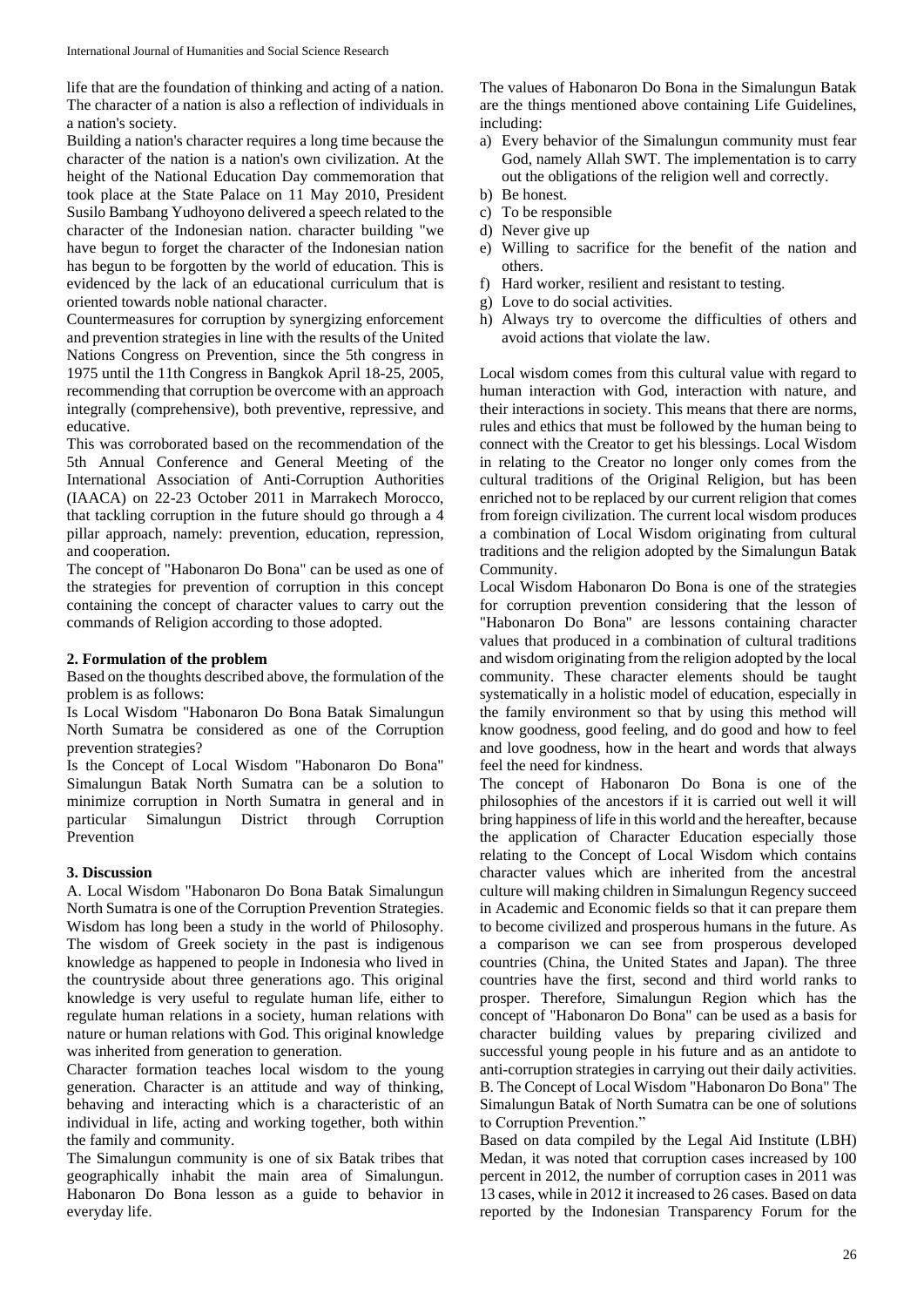life that are the foundation of thinking and acting of a nation. The character of a nation is also a reflection of individuals in a nation's society.

Building a nation's character requires a long time because the character of the nation is a nation's own civilization. At the height of the National Education Day commemoration that took place at the State Palace on 11 May 2010, President Susilo Bambang Yudhoyono delivered a speech related to the character of the Indonesian nation. character building "we have begun to forget the character of the Indonesian nation has begun to be forgotten by the world of education. This is evidenced by the lack of an educational curriculum that is oriented towards noble national character.

Countermeasures for corruption by synergizing enforcement and prevention strategies in line with the results of the United Nations Congress on Prevention, since the 5th congress in 1975 until the 11th Congress in Bangkok April 18-25, 2005, recommending that corruption be overcome with an approach integrally (comprehensive), both preventive, repressive, and educative.

This was corroborated based on the recommendation of the 5th Annual Conference and General Meeting of the International Association of Anti-Corruption Authorities (IAACA) on 22-23 October 2011 in Marrakech Morocco, that tackling corruption in the future should go through a 4 pillar approach, namely: prevention, education, repression, and cooperation.

The concept of "Habonaron Do Bona" can be used as one of the strategies for prevention of corruption in this concept containing the concept of character values to carry out the commands of Religion according to those adopted.

## 2. Formulation of the problem

Based on the thoughts described above, the formulation of the problem is as follows:

Is Local Wisdom "Habonaron Do Bona Batak Simalungun North Sumatra be considered as one of the Corruption prevention strategies?

Is the Concept of Local Wisdom "Habonaron Do Bona" Simalungun Batak North Sumatra can be a solution to minimize corruption in North Sumatra in general and in particular Simalungun District through Corruption Prevention

## 3. Discussion

A. Local Wisdom "Habonaron Do Bona Batak Simalungun North Sumatra is one of the Corruption Prevention Strategies. Wisdom has long been a study in the world of Philosophy. The wisdom of Greek society in the past is indigenous knowledge as happened to people in Indonesia who lived in the countryside about three generations ago. This original knowledge is very useful to regulate human life, either to regulate human relations in a society, human relations with nature or human relations with God. This original knowledge was inherited from generation to generation.

Character formation teaches local wisdom to the young generation. Character is an attitude and way of thinking, behaving and interacting which is a characteristic of an individual in life, acting and working together, both within the family and community.

The Simalungun community is one of six Batak tribes that geographically inhabit the main area of Simalungun. Habonaron Do Bona lesson as a guide to behavior in everyday life.

The values of Habonaron Do Bona in the Simalungun Batak are the things mentioned above containing Life Guidelines, including:

a) Every behavior of the Simalungun community must fear God, namely Allah SWT. The implementation is to carry out the obligations of the religion well and correctly.
b) Be honest.
c) To be responsible
d) Never give up
e) Willing to sacrifice for the benefit of the nation and others.
f) Hard worker, resilient and resistant to testing.
g) Love to do social activities.
h) Always try to overcome the difficulties of others and avoid actions that violate the law.

Local wisdom comes from this cultural value with regard to human interaction with God, interaction with nature, and their interactions in society. This means that there are norms, rules and ethics that must be followed by the human being to connect with the Creator to get his blessings. Local Wisdom in relating to the Creator no longer only comes from the cultural traditions of the Original Religion, but has been enriched not to be replaced by our current religion that comes from foreign civilization. The current local wisdom produces a combination of Local Wisdom originating from cultural traditions and the religion adopted by the Simalungun Batak Community.

Local Wisdom Habonaron Do Bona is one of the strategies for corruption prevention considering that the lesson of "Habonaron Do Bona" are lessons containing character values that produced in a combination of cultural traditions and wisdom originating from the religion adopted by the local community. These character elements should be taught systematically in a holistic model of education, especially in the family environment so that by using this method will know goodness, good feeling, and do good and how to feel and love goodness, how in the heart and words that always feel the need for kindness.

The concept of Habonaron Do Bona is one of the philosophies of the ancestors if it is carried out well it will bring happiness of life in this world and the hereafter, because the application of Character Education especially those relating to the Concept of Local Wisdom which contains character values which are inherited from the ancestral culture will making children in Simalungun Regency succeed in Academic and Economic fields so that it can prepare them to become civilized and prosperous humans in the future. As a comparison we can see from prosperous developed countries (China, the United States and Japan). The three countries have the first, second and third world ranks to prosper. Therefore, Simalungun Region which has the concept of "Habonaron Do Bona" can be used as a basis for character building values by preparing civilized and successful young people in his future and as an antidote to anti-corruption strategies in carrying out their daily activities.

B. The Concept of Local Wisdom "Habonaron Do Bona" The Simalungun Batak of North Sumatra can be one of solutions to Corruption Prevention."

Based on data compiled by the Legal Aid Institute (LBH) Medan, it was noted that corruption cases increased by 100 percent in 2012, the number of corruption cases in 2011 was 13 cases, while in 2012 it increased to 26 cases. Based on data reported by the Indonesian Transparency Forum for the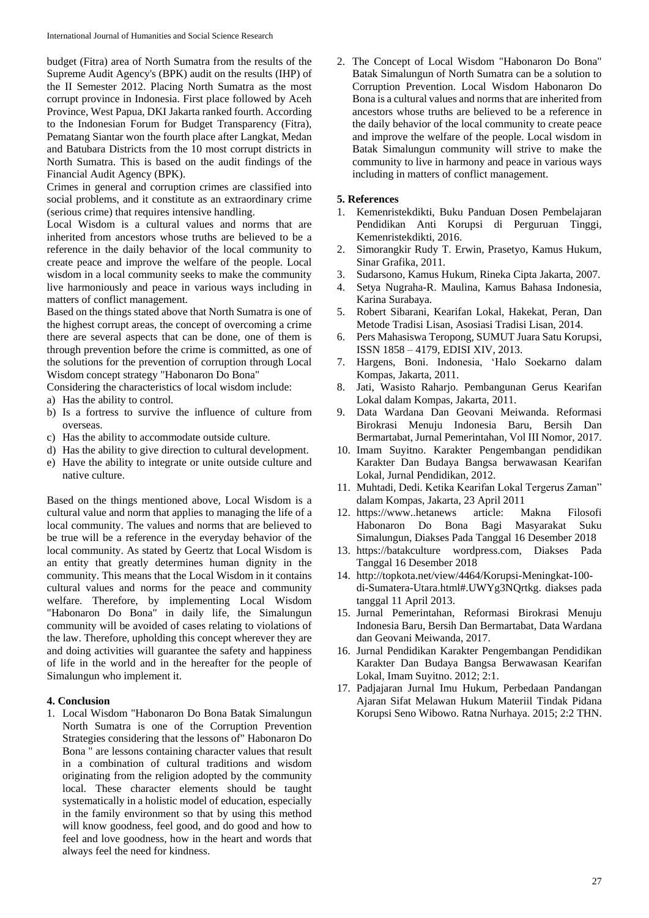budget (Fitra) area of North Sumatra from the results of the Supreme Audit Agency's (BPK) audit on the results (IHP) of the II Semester 2012. Placing North Sumatra as the most corrupt province in Indonesia. First place followed by Aceh Province, West Papua, DKI Jakarta ranked fourth. According to the Indonesian Forum for Budget Transparency (Fitra), Pematang Siantar won the fourth place after Langkat, Medan and Batubara Districts from the 10 most corrupt districts in North Sumatra. This is based on the audit findings of the Financial Audit Agency (BPK).

Crimes in general and corruption crimes are classified into social problems, and it constitute as an extraordinary crime (serious crime) that requires intensive handling.

Local Wisdom is a cultural values and norms that are inherited from ancestors whose truths are believed to be a reference in the daily behavior of the local community to create peace and improve the welfare of the people. Local wisdom in a local community seeks to make the community live harmoniously and peace in various ways including in matters of conflict management.

Based on the things stated above that North Sumatra is one of the highest corrupt areas, the concept of overcoming a crime there are several aspects that can be done, one of them is through prevention before the crime is committed, as one of the solutions for the prevention of corruption through Local Wisdom concept strategy "Habonaron Do Bona"

Considering the characteristics of local wisdom include:

a) Has the ability to control.
b) Is a fortress to survive the influence of culture from overseas.
c) Has the ability to accommodate outside culture.
d) Has the ability to give direction to cultural development.
e) Have the ability to integrate or unite outside culture and native culture.

Based on the things mentioned above, Local Wisdom is a cultural value and norm that applies to managing the life of a local community. The values and norms that are believed to be true will be a reference in the everyday behavior of the local community. As stated by Geertz that Local Wisdom is an entity that greatly determines human dignity in the community. This means that the Local Wisdom in it contains cultural values and norms for the peace and community welfare. Therefore, by implementing Local Wisdom "Habonaron Do Bona" in daily life, the Simalungun community will be avoided of cases relating to violations of the law. Therefore, upholding this concept wherever they are and doing activities will guarantee the safety and happiness of life in the world and in the hereafter for the people of Simalungun who implement it.

## 4. Conclusion

1. Local Wisdom "Habonaron Do Bona Batak Simalungun North Sumatra is one of the Corruption Prevention Strategies considering that the lessons of" Habonaron Do Bona " are lessons containing character values that result in a combination of cultural traditions and wisdom originating from the religion adopted by the community local. These character elements should be taught systematically in a holistic model of education, especially in the family environment so that by using this method will know goodness, feel good, and do good and how to feel and love goodness, how in the heart and words that always feel the need for kindness.
2. The Concept of Local Wisdom "Habonaron Do Bona" Batak Simalungun of North Sumatra can be a solution to Corruption Prevention. Local Wisdom Habonaron Do Bona is a cultural values and norms that are inherited from ancestors whose truths are believed to be a reference in the daily behavior of the local community to create peace and improve the welfare of the people. Local wisdom in Batak Simalungun community will strive to make the community to live in harmony and peace in various ways including in matters of conflict management.

## 5. References

1. Kemenristekdikti, Buku Panduan Dosen Pembelajaran Pendidikan Anti Korupsi di Perguruan Tinggi, Kemenristekdikti, 2016.
2. Simorangkir Rudy T. Erwin, Prasetyo, Kamus Hukum, Sinar Grafika, 2011.
3. Sudarsono, Kamus Hukum, Rineka Cipta Jakarta, 2007.
4. Setya Nugraha-R. Maulina, Kamus Bahasa Indonesia, Karina Surabaya.
5. Robert Sibarani, Kearifan Lokal, Hakekat, Peran, Dan Metode Tradisi Lisan, Asosiasi Tradisi Lisan, 2014.
6. Pers Mahasiswa Teropong, SUMUT Juara Satu Korupsi, ISSN 1858 – 4179, EDISI XIV, 2013.
7. Hargens, Boni. Indonesia, 'Halo Soekarno dalam Kompas, Jakarta, 2011.
8. Jati, Wasisto Raharjo. Pembangunan Gerus Kearifan Lokal dalam Kompas, Jakarta, 2011.
9. Data Wardana Dan Geovani Meiwanda. Reformasi Birokrasi Menuju Indonesia Baru, Bersih Dan Bermartabat, Jurnal Pemerintahan, Vol III Nomor, 2017.
10. Imam Suyitno. Karakter Pengembangan pendidikan Karakter Dan Budaya Bangsa berwawasan Kearifan Lokal, Jurnal Pendidikan, 2012.
11. Muhtadi, Dedi. Ketika Kearifan Lokal Tergerus Zaman" dalam Kompas, Jakarta, 23 April 2011
12. https://www..hetanews article: Makna Filosofi Habonaron Do Bona Bagi Masyarakat Suku Simalungun, Diakses Pada Tanggal 16 Desember 2018
13. https://batakculture wordpress.com, Diakses Pada Tanggal 16 Desember 2018
14. http://topkota.net/view/4464/Korupsi-Meningkat-100-di-Sumatera-Utara.html#.UWYg3NQrtkg. diakses pada tanggal 11 April 2013.
15. Jurnal Pemerintahan, Reformasi Birokrasi Menuju Indonesia Baru, Bersih Dan Bermartabat, Data Wardana dan Geovani Meiwanda, 2017.
16. Jurnal Pendidikan Karakter Pengembangan Pendidikan Karakter Dan Budaya Bangsa Berwawasan Kearifan Lokal, Imam Suyitno. 2012; 2:1.
17. Padjajaran Jurnal Imu Hukum, Perbedaan Pandangan Ajaran Sifat Melawan Hukum Materiil Tindak Pidana Korupsi Seno Wibowo. Ratna Nurhaya. 2015; 2:2 THN.